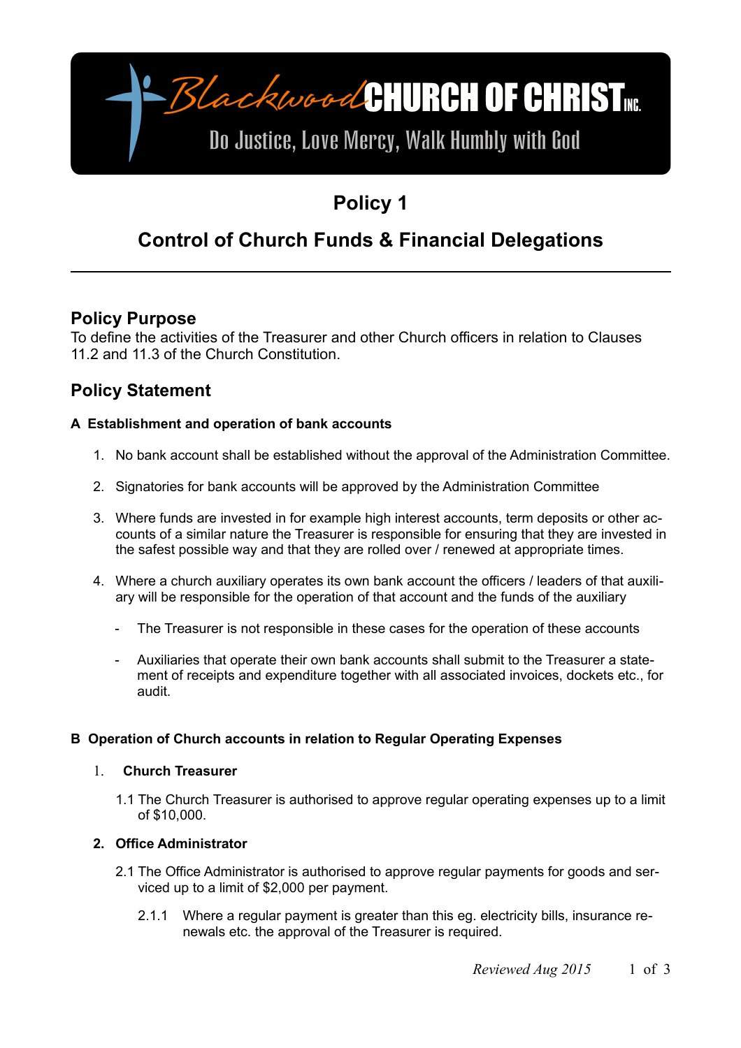Blackwood CHURCH OF CHRIST INC.

Do Justice, Love Mercy, Walk Humbly with God

# Policy 1

# Control of Church Funds & Financial Delegations

---

## Policy Purpose

To define the activities of the Treasurer and other Church officers in relation to Clauses 11.2 and 11.3 of the Church Constitution.

## Policy Statement

**A Establishment and operation of bank accounts**

1. No bank account shall be established without the approval of the Administration Committee.

2. Signatories for bank accounts will be approved by the Administration Committee

3. Where funds are invested in for example high interest accounts, term deposits or other accounts of a similar nature the Treasurer is responsible for ensuring that they are invested in the safest possible way and that they are rolled over / renewed at appropriate times.

4. Where a church auxiliary operates its own bank account the officers / leaders of that auxiliary will be responsible for the operation of that account and the funds of the auxiliary

   - The Treasurer is not responsible in these cases for the operation of these accounts

   - Auxiliaries that operate their own bank accounts shall submit to the Treasurer a statement of receipts and expenditure together with all associated invoices, dockets etc., for audit.

**B Operation of Church accounts in relation to Regular Operating Expenses**

1. **Church Treasurer**

   1.1 The Church Treasurer is authorised to approve regular operating expenses up to a limit of $10,000.

2. **Office Administrator**

   2.1 The Office Administrator is authorised to approve regular payments for goods and serviced up to a limit of $2,000 per payment.

   2.1.1 Where a regular payment is greater than this eg. electricity bills, insurance renewals etc. the approval of the Treasurer is required.

*Reviewed Aug 2015*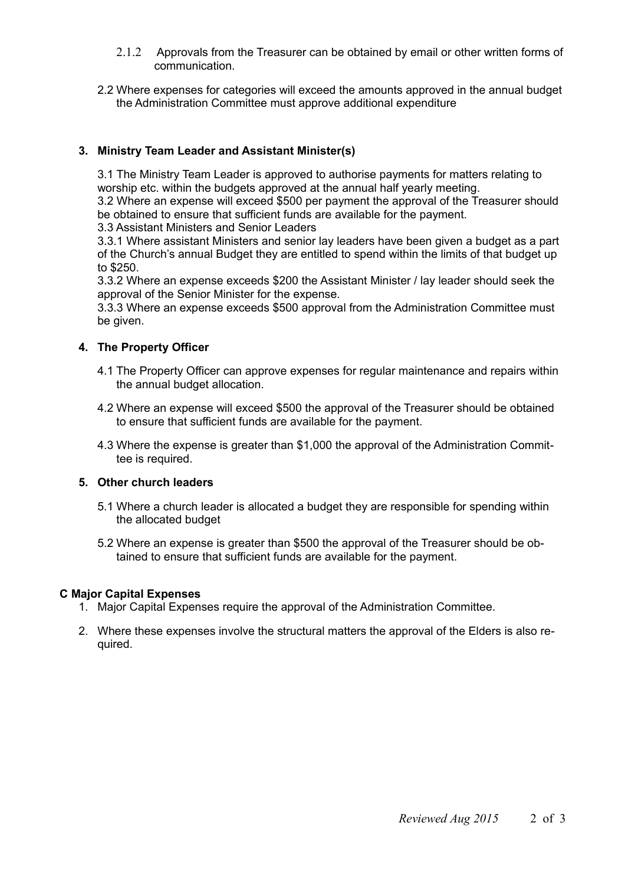2.1.2 Approvals from the Treasurer can be obtained by email or other written forms of communication.

2.2 Where expenses for categories will exceed the amounts approved in the annual budget the Administration Committee must approve additional expenditure

### 3. Ministry Team Leader and Assistant Minister(s)

3.1 The Ministry Team Leader is approved to authorise payments for matters relating to worship etc. within the budgets approved at the annual half yearly meeting.
3.2 Where an expense will exceed $500 per payment the approval of the Treasurer should be obtained to ensure that sufficient funds are available for the payment.
3.3 Assistant Ministers and Senior Leaders
3.3.1 Where assistant Ministers and senior lay leaders have been given a budget as a part of the Church's annual Budget they are entitled to spend within the limits of that budget up to $250.
3.3.2 Where an expense exceeds $200 the Assistant Minister / lay leader should seek the approval of the Senior Minister for the expense.
3.3.3 Where an expense exceeds $500 approval from the Administration Committee must be given.

### 4. The Property Officer

4.1 The Property Officer can approve expenses for regular maintenance and repairs within the annual budget allocation.

4.2 Where an expense will exceed $500 the approval of the Treasurer should be obtained to ensure that sufficient funds are available for the payment.

4.3 Where the expense is greater than $1,000 the approval of the Administration Committee is required.

### 5. Other church leaders

5.1 Where a church leader is allocated a budget they are responsible for spending within the allocated budget

5.2 Where an expense is greater than $500 the approval of the Treasurer should be obtained to ensure that sufficient funds are available for the payment.

## C Major Capital Expenses

1. Major Capital Expenses require the approval of the Administration Committee.
2. Where these expenses involve the structural matters the approval of the Elders is also required.

*Reviewed Aug 2015*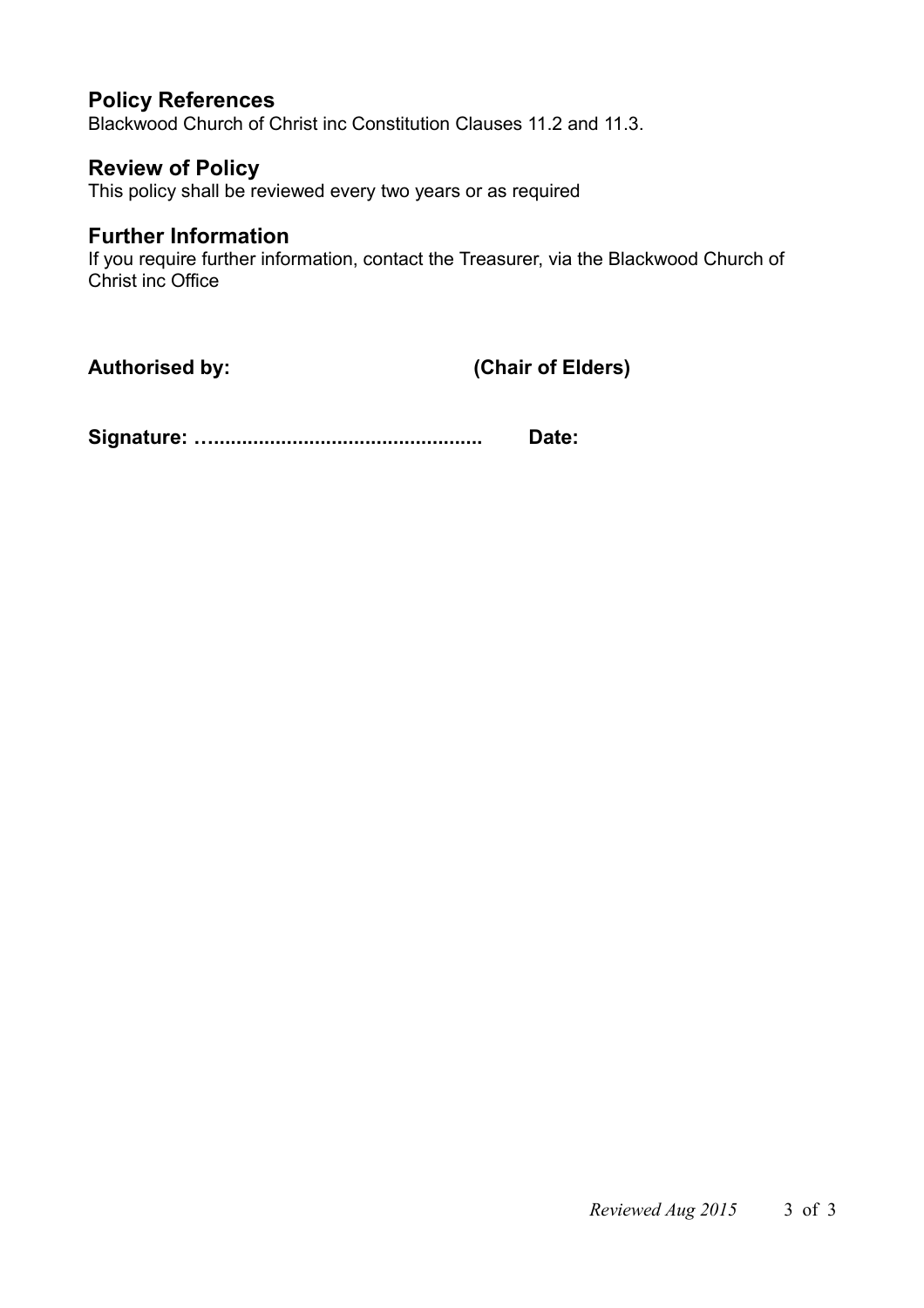## Policy References
Blackwood Church of Christ inc Constitution Clauses 11.2 and 11.3.

## Review of Policy
This policy shall be reviewed every two years or as required

## Further Information
If you require further information, contact the Treasurer, via the Blackwood Church of Christ inc Office

**Authorised by:** **(Chair of Elders)**

**Signature: …..............................................** **Date:**

*Reviewed Aug 2015*